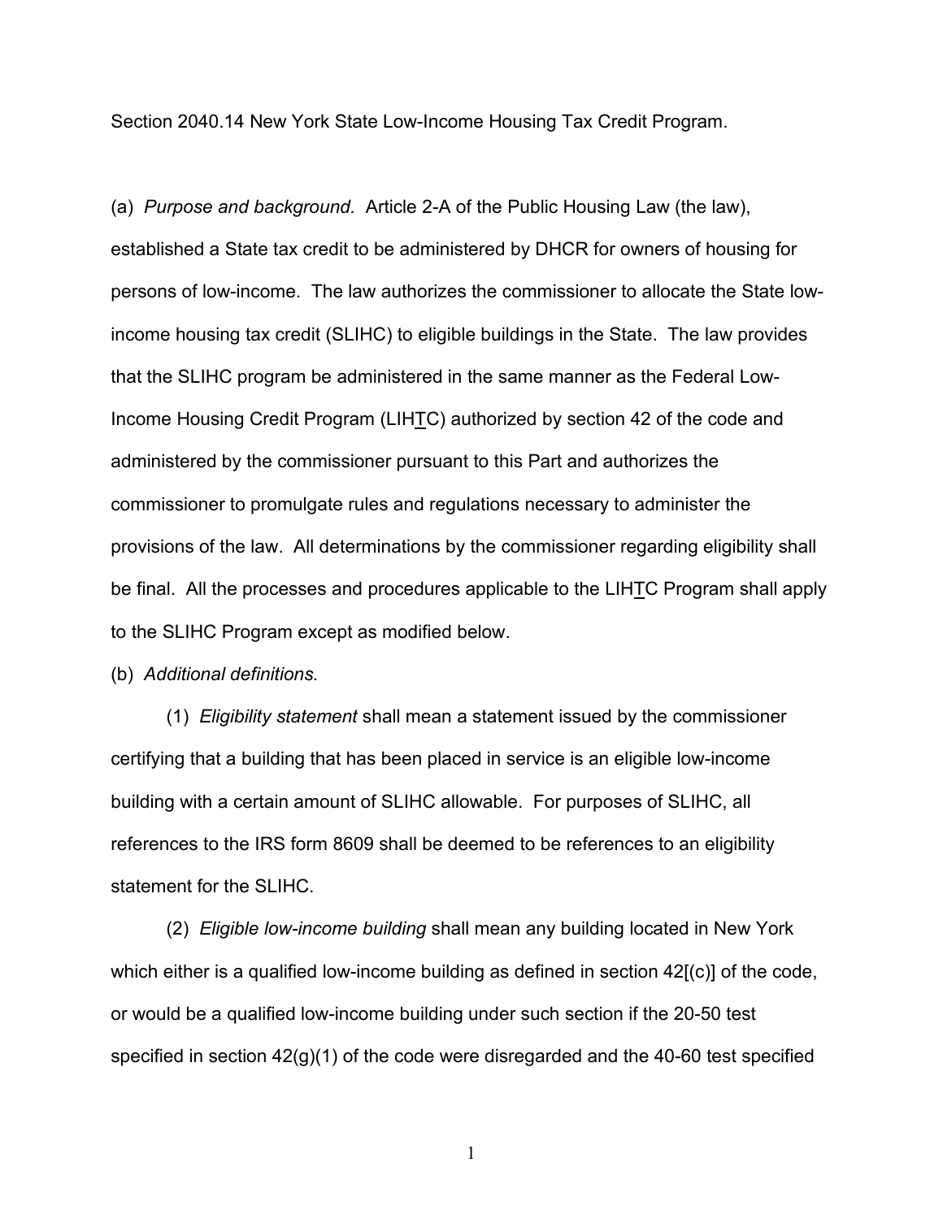Section 2040.14 New York State Low-Income Housing Tax Credit Program.

(a) *Purpose and background.* Article 2-A of the Public Housing Law (the law), established a State tax credit to be administered by DHCR for owners of housing for persons of low-income. The law authorizes the commissioner to allocate the State low-income housing tax credit (SLIHC) to eligible buildings in the State. The law provides that the SLIHC program be administered in the same manner as the Federal Low-Income Housing Credit Program (LIHTC) authorized by section 42 of the code and administered by the commissioner pursuant to this Part and authorizes the commissioner to promulgate rules and regulations necessary to administer the provisions of the law. All determinations by the commissioner regarding eligibility shall be final. All the processes and procedures applicable to the LIHTC Program shall apply to the SLIHC Program except as modified below.

(b) *Additional definitions.*

(1) *Eligibility statement* shall mean a statement issued by the commissioner certifying that a building that has been placed in service is an eligible low-income building with a certain amount of SLIHC allowable. For purposes of SLIHC, all references to the IRS form 8609 shall be deemed to be references to an eligibility statement for the SLIHC.

(2) *Eligible low-income building* shall mean any building located in New York which either is a qualified low-income building as defined in section 42[(c)] of the code, or would be a qualified low-income building under such section if the 20-50 test specified in section 42(g)(1) of the code were disregarded and the 40-60 test specified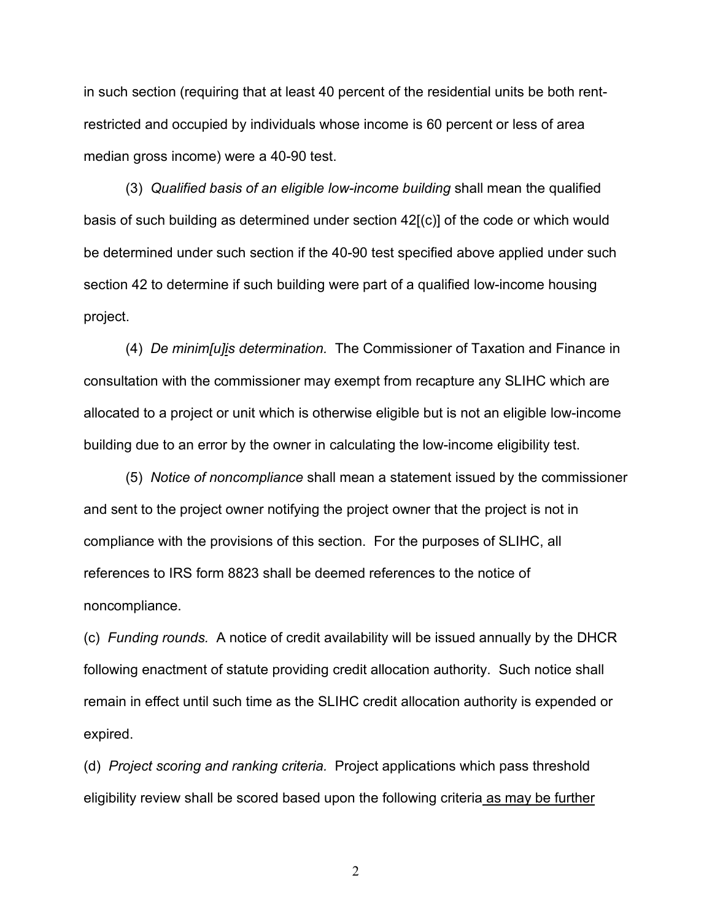in such section (requiring that at least 40 percent of the residential units be both rent-restricted and occupied by individuals whose income is 60 percent or less of area median gross income) were a 40-90 test.

(3) *Qualified basis of an eligible low-income building* shall mean the qualified basis of such building as determined under section 42[(c)] of the code or which would be determined under such section if the 40-90 test specified above applied under such section 42 to determine if such building were part of a qualified low-income housing project.

(4) *De minim[u]is determination.* The Commissioner of Taxation and Finance in consultation with the commissioner may exempt from recapture any SLIHC which are allocated to a project or unit which is otherwise eligible but is not an eligible low-income building due to an error by the owner in calculating the low-income eligibility test.

(5) *Notice of noncompliance* shall mean a statement issued by the commissioner and sent to the project owner notifying the project owner that the project is not in compliance with the provisions of this section. For the purposes of SLIHC, all references to IRS form 8823 shall be deemed references to the notice of noncompliance.

(c) *Funding rounds.* A notice of credit availability will be issued annually by the DHCR following enactment of statute providing credit allocation authority. Such notice shall remain in effect until such time as the SLIHC credit allocation authority is expended or expired.

(d) *Project scoring and ranking criteria.* Project applications which pass threshold eligibility review shall be scored based upon the following criteria <u>as may be further</u>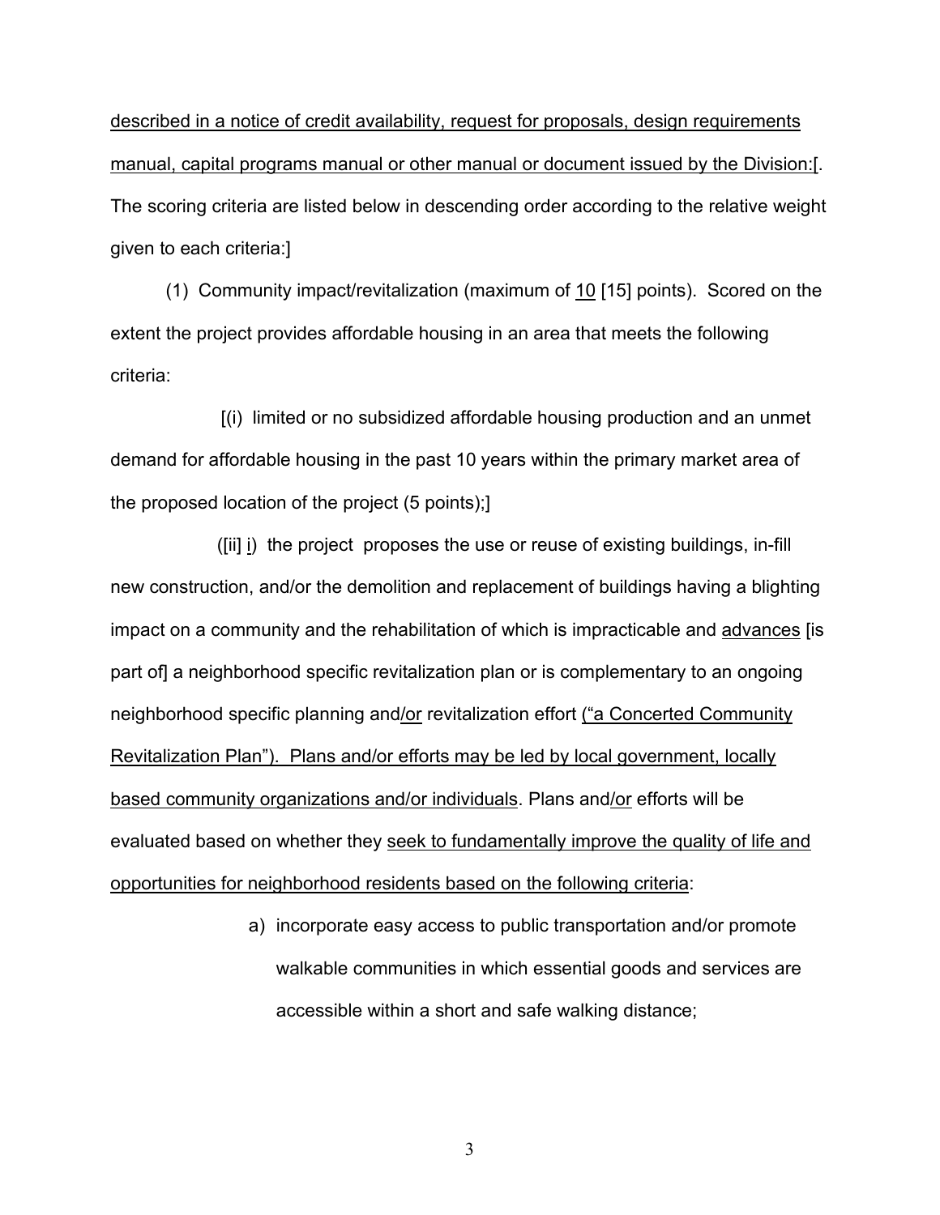described in a notice of credit availability, request for proposals, design requirements manual, capital programs manual or other manual or document issued by the Division:[. The scoring criteria are listed below in descending order according to the relative weight given to each criteria:]

(1) Community impact/revitalization (maximum of 10 [15] points). Scored on the extent the project provides affordable housing in an area that meets the following criteria:

[(i) limited or no subsidized affordable housing production and an unmet demand for affordable housing in the past 10 years within the primary market area of the proposed location of the project (5 points);]

([ii] i) the project proposes the use or reuse of existing buildings, in-fill new construction, and/or the demolition and replacement of buildings having a blighting impact on a community and the rehabilitation of which is impracticable and advances [is part of] a neighborhood specific revitalization plan or is complementary to an ongoing neighborhood specific planning and/or revitalization effort ("a Concerted Community Revitalization Plan"). Plans and/or efforts may be led by local government, locally based community organizations and/or individuals. Plans and/or efforts will be evaluated based on whether they seek to fundamentally improve the quality of life and opportunities for neighborhood residents based on the following criteria:

a) incorporate easy access to public transportation and/or promote walkable communities in which essential goods and services are accessible within a short and safe walking distance;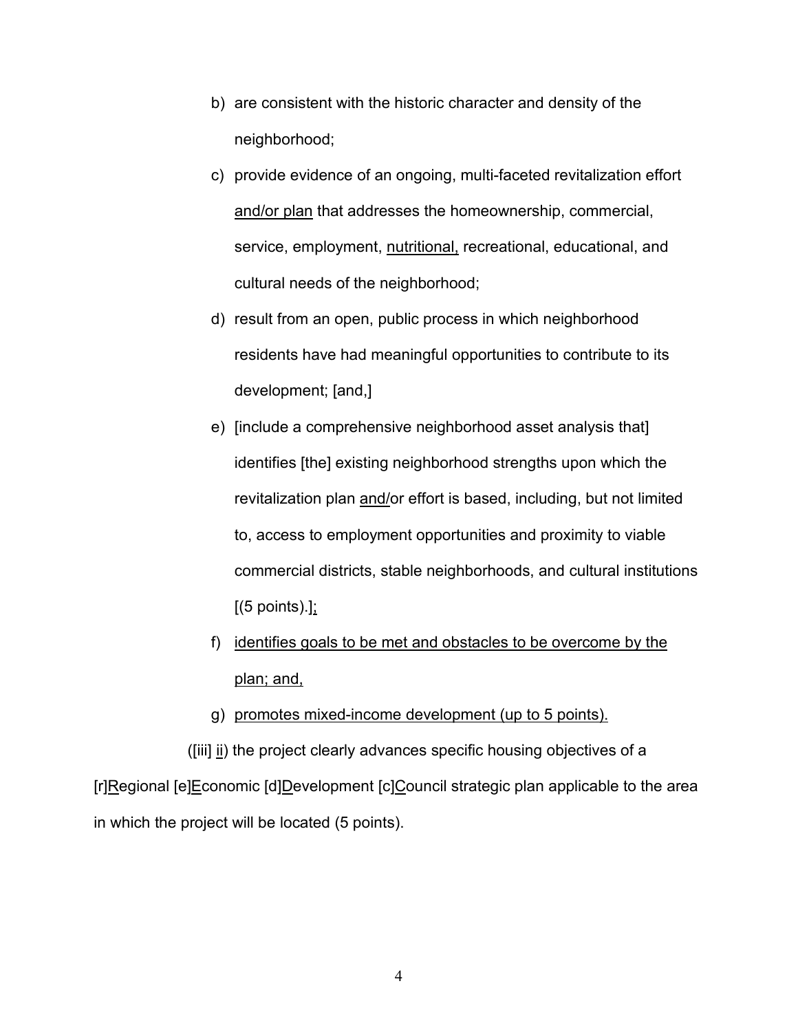b) are consistent with the historic character and density of the neighborhood;

c) provide evidence of an ongoing, multi-faceted revitalization effort <u>and/or plan</u> that addresses the homeownership, commercial, service, employment, <u>nutritional,</u> recreational, educational, and cultural needs of the neighborhood;

d) result from an open, public process in which neighborhood residents have had meaningful opportunities to contribute to its development; [and,]

e) [include a comprehensive neighborhood asset analysis that] identifies [the] existing neighborhood strengths upon which the revitalization plan <u>and/</u>or effort is based, including, but not limited to, access to employment opportunities and proximity to viable commercial districts, stable neighborhoods, and cultural institutions [(5 points).]<u>;</u>

f) <u>identifies goals to be met and obstacles to be overcome by the plan; and,</u>

g) <u>promotes mixed-income development (up to 5 points).</u>

([iii] <u>ii</u>) the project clearly advances specific housing objectives of a [r]<u>R</u>egional [e]<u>E</u>conomic [d]<u>D</u>evelopment [c]<u>C</u>ouncil strategic plan applicable to the area in which the project will be located (5 points).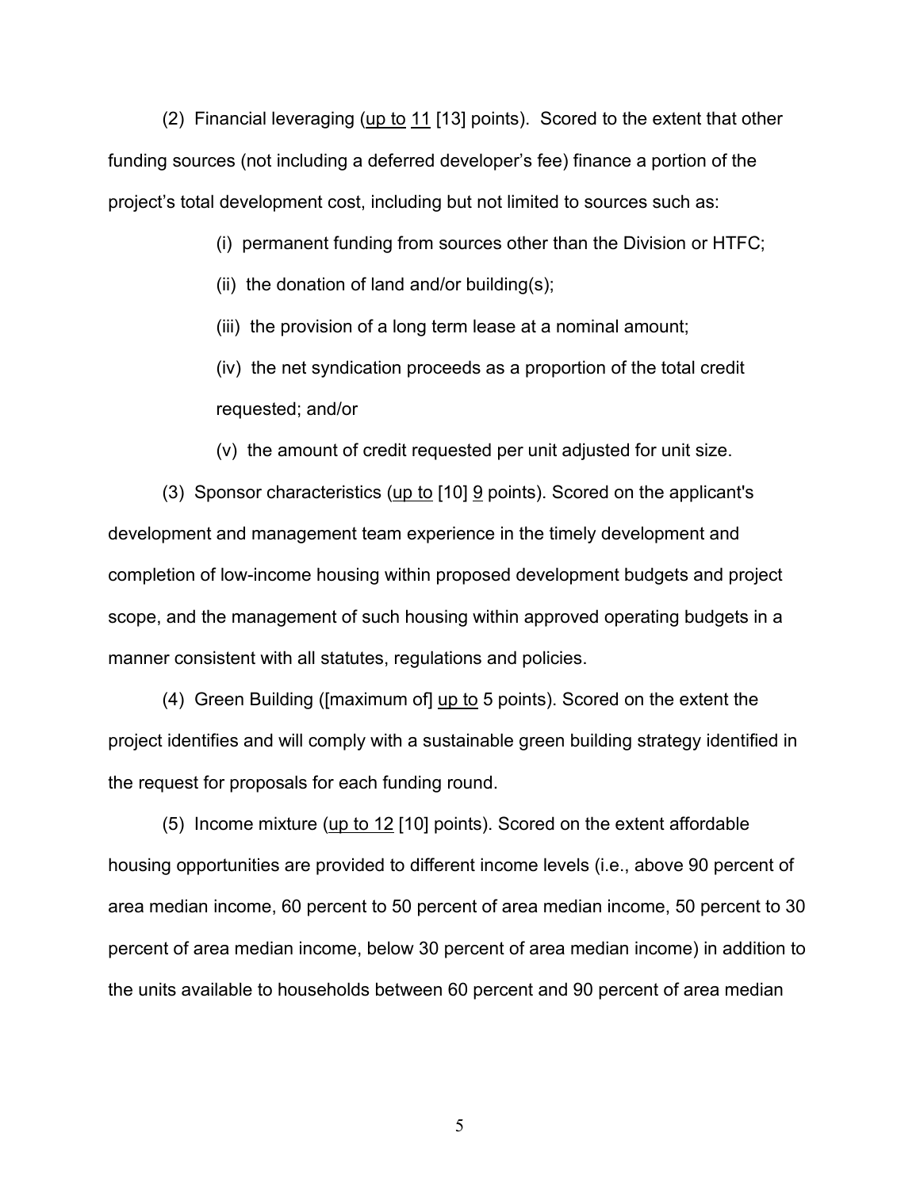(2) Financial leveraging (<u>up to</u> <u>11</u> [13] points). Scored to the extent that other funding sources (not including a deferred developer's fee) finance a portion of the project's total development cost, including but not limited to sources such as:

(i) permanent funding from sources other than the Division or HTFC;

(ii) the donation of land and/or building(s);

(iii) the provision of a long term lease at a nominal amount;

(iv) the net syndication proceeds as a proportion of the total credit requested; and/or

(v) the amount of credit requested per unit adjusted for unit size.

(3) Sponsor characteristics (<u>up to</u> [10] <u>9</u> points). Scored on the applicant's development and management team experience in the timely development and completion of low-income housing within proposed development budgets and project scope, and the management of such housing within approved operating budgets in a manner consistent with all statutes, regulations and policies.

(4) Green Building ([maximum of] <u>up to</u> 5 points). Scored on the extent the project identifies and will comply with a sustainable green building strategy identified in the request for proposals for each funding round.

(5) Income mixture (<u>up to 12</u> [10] points). Scored on the extent affordable housing opportunities are provided to different income levels (i.e., above 90 percent of area median income, 60 percent to 50 percent of area median income, 50 percent to 30 percent of area median income, below 30 percent of area median income) in addition to the units available to households between 60 percent and 90 percent of area median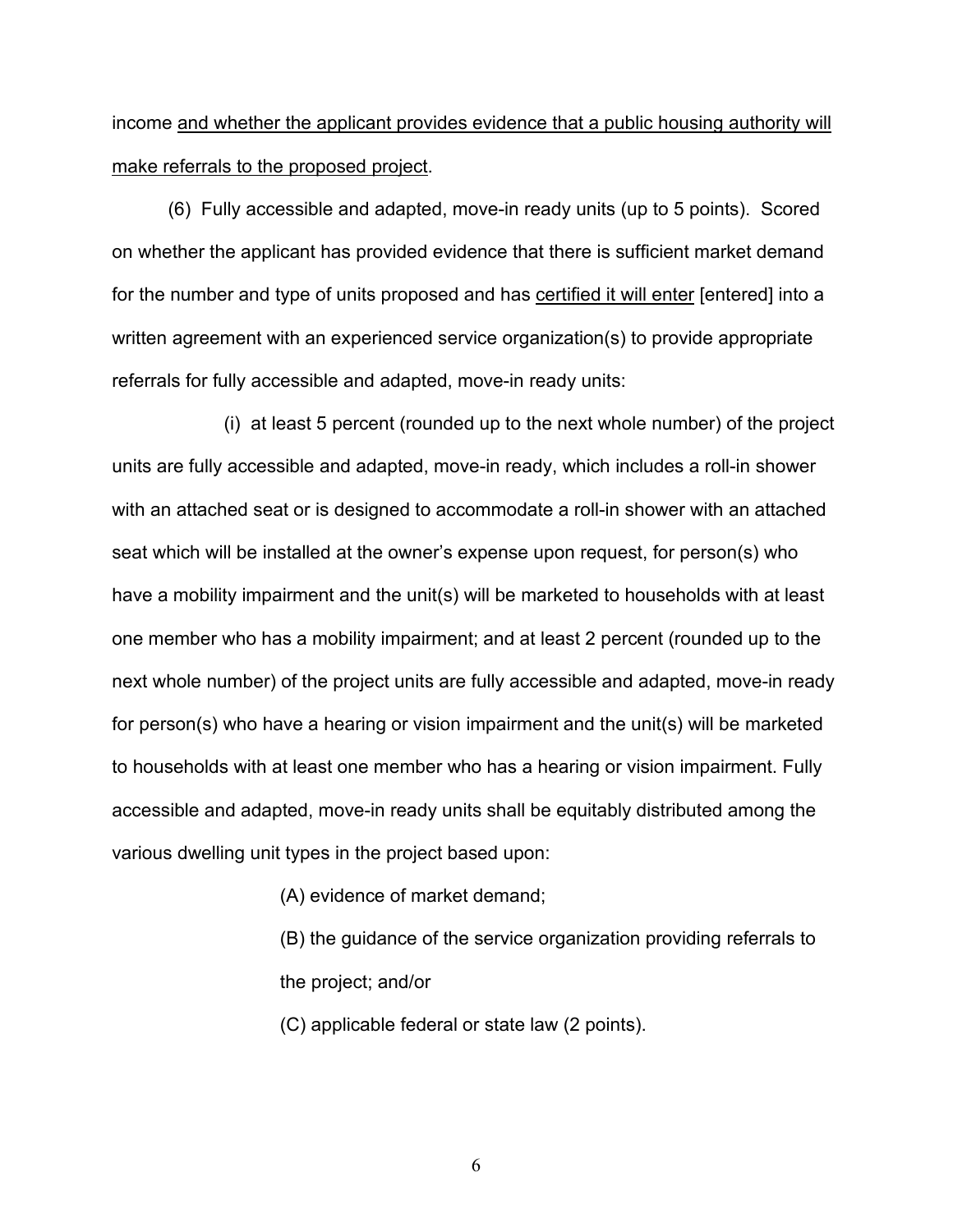income <u>and whether the applicant provides evidence that a public housing authority will make referrals to the proposed project</u>.

(6) Fully accessible and adapted, move-in ready units (up to 5 points). Scored on whether the applicant has provided evidence that there is sufficient market demand for the number and type of units proposed and has <u>certified it will enter</u> [entered] into a written agreement with an experienced service organization(s) to provide appropriate referrals for fully accessible and adapted, move-in ready units:

(i) at least 5 percent (rounded up to the next whole number) of the project units are fully accessible and adapted, move-in ready, which includes a roll-in shower with an attached seat or is designed to accommodate a roll-in shower with an attached seat which will be installed at the owner's expense upon request, for person(s) who have a mobility impairment and the unit(s) will be marketed to households with at least one member who has a mobility impairment; and at least 2 percent (rounded up to the next whole number) of the project units are fully accessible and adapted, move-in ready for person(s) who have a hearing or vision impairment and the unit(s) will be marketed to households with at least one member who has a hearing or vision impairment. Fully accessible and adapted, move-in ready units shall be equitably distributed among the various dwelling unit types in the project based upon:

(A) evidence of market demand;

(B) the guidance of the service organization providing referrals to the project; and/or

(C) applicable federal or state law (2 points).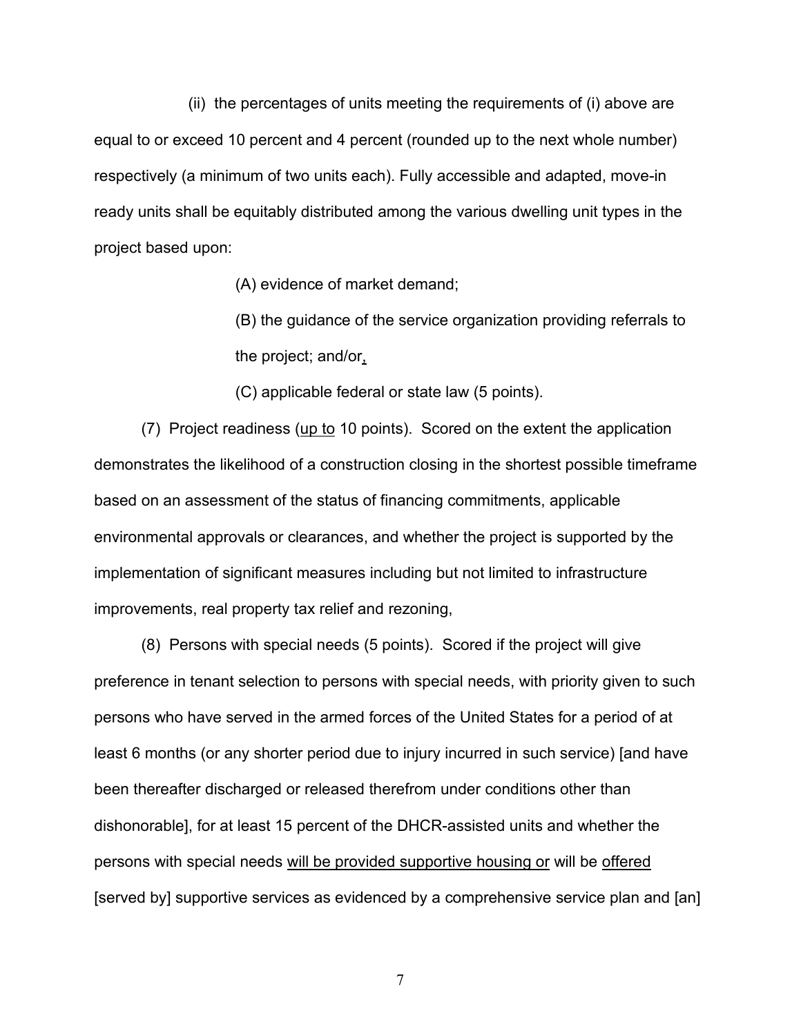(ii) the percentages of units meeting the requirements of (i) above are equal to or exceed 10 percent and 4 percent (rounded up to the next whole number) respectively (a minimum of two units each). Fully accessible and adapted, move-in ready units shall be equitably distributed among the various dwelling unit types in the project based upon:

(A) evidence of market demand;

(B) the guidance of the service organization providing referrals to the project; and/or,

(C) applicable federal or state law (5 points).

(7) Project readiness (up to 10 points). Scored on the extent the application demonstrates the likelihood of a construction closing in the shortest possible timeframe based on an assessment of the status of financing commitments, applicable environmental approvals or clearances, and whether the project is supported by the implementation of significant measures including but not limited to infrastructure improvements, real property tax relief and rezoning,

(8) Persons with special needs (5 points). Scored if the project will give preference in tenant selection to persons with special needs, with priority given to such persons who have served in the armed forces of the United States for a period of at least 6 months (or any shorter period due to injury incurred in such service) [and have been thereafter discharged or released therefrom under conditions other than dishonorable], for at least 15 percent of the DHCR-assisted units and whether the persons with special needs will be provided supportive housing or will be offered [served by] supportive services as evidenced by a comprehensive service plan and [an]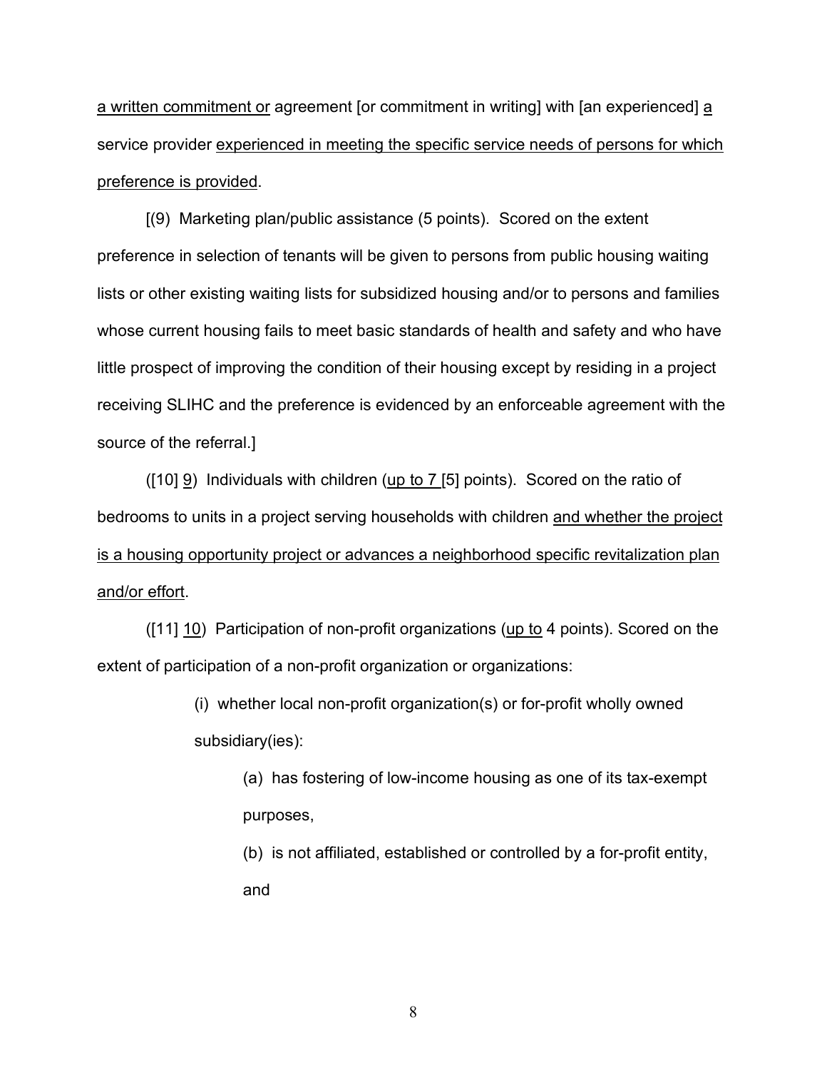a written commitment or agreement [or commitment in writing] with [an experienced] a service provider experienced in meeting the specific service needs of persons for which preference is provided.

[(9) Marketing plan/public assistance (5 points). Scored on the extent preference in selection of tenants will be given to persons from public housing waiting lists or other existing waiting lists for subsidized housing and/or to persons and families whose current housing fails to meet basic standards of health and safety and who have little prospect of improving the condition of their housing except by residing in a project receiving SLIHC and the preference is evidenced by an enforceable agreement with the source of the referral.]

([10] 9) Individuals with children (up to 7 [5] points). Scored on the ratio of bedrooms to units in a project serving households with children and whether the project is a housing opportunity project or advances a neighborhood specific revitalization plan and/or effort.

([11] 10) Participation of non-profit organizations (up to 4 points). Scored on the extent of participation of a non-profit organization or organizations:

> (i) whether local non-profit organization(s) or for-profit wholly owned subsidiary(ies):
>
> > (a) has fostering of low-income housing as one of its tax-exempt purposes,
> >
> > (b) is not affiliated, established or controlled by a for-profit entity, and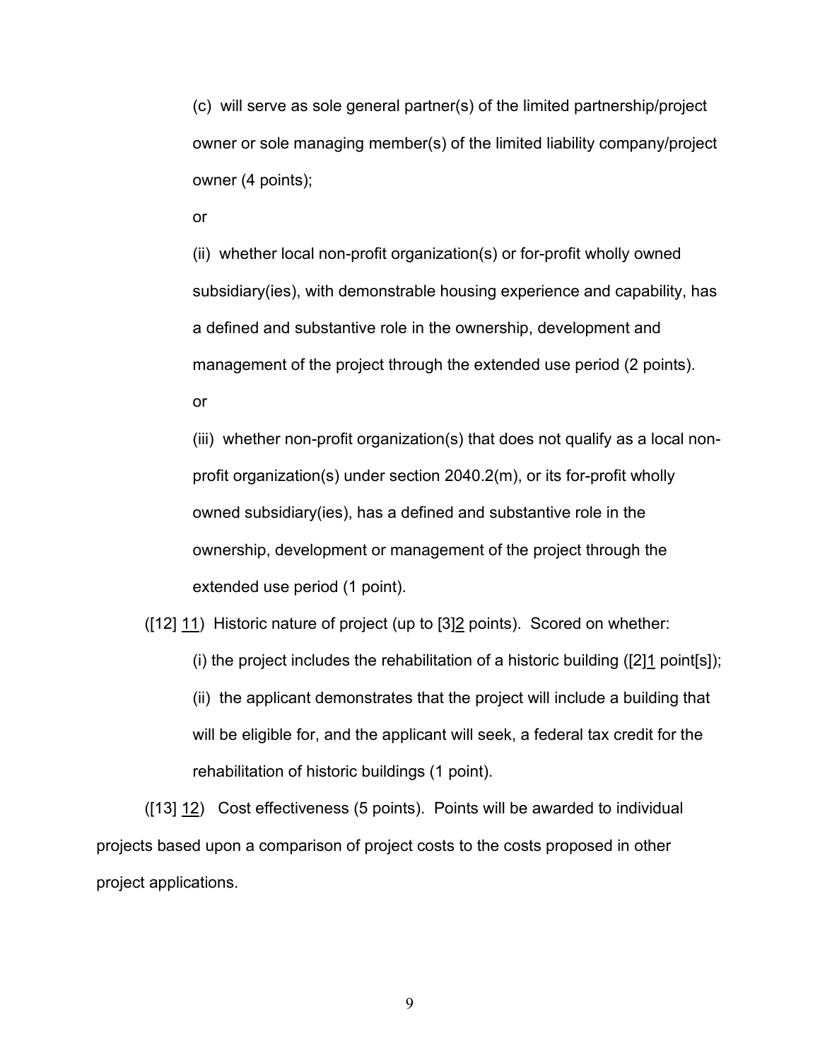(c) will serve as sole general partner(s) of the limited partnership/project owner or sole managing member(s) of the limited liability company/project owner (4 points);

or

(ii) whether local non-profit organization(s) or for-profit wholly owned subsidiary(ies), with demonstrable housing experience and capability, has a defined and substantive role in the ownership, development and management of the project through the extended use period (2 points).

or

(iii) whether non-profit organization(s) that does not qualify as a local non-profit organization(s) under section 2040.2(m), or its for-profit wholly owned subsidiary(ies), has a defined and substantive role in the ownership, development or management of the project through the extended use period (1 point).

([12] <u>11</u>) Historic nature of project (up to [3]<u>2</u> points). Scored on whether:

(i) the project includes the rehabilitation of a historic building ([2]<u>1</u> point[s]);

(ii) the applicant demonstrates that the project will include a building that will be eligible for, and the applicant will seek, a federal tax credit for the rehabilitation of historic buildings (1 point).

([13] <u>12</u>) Cost effectiveness (5 points). Points will be awarded to individual projects based upon a comparison of project costs to the costs proposed in other project applications.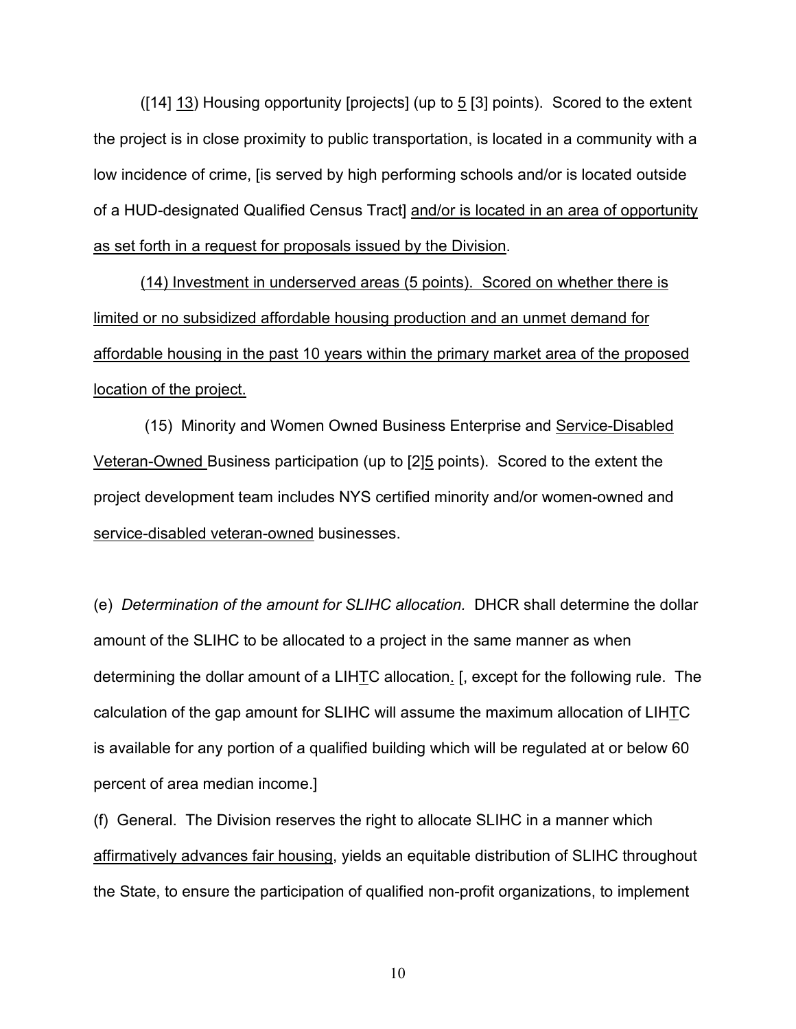([14] <u>13</u>) Housing opportunity [projects] (up to <u>5</u> [3] points). Scored to the extent the project is in close proximity to public transportation, is located in a community with a low incidence of crime, [is served by high performing schools and/or is located outside of a HUD-designated Qualified Census Tract] <u>and/or is located in an area of opportunity as set forth in a request for proposals issued by the Division</u>.

<u>(14) Investment in underserved areas (5 points). Scored on whether there is limited or no subsidized affordable housing production and an unmet demand for affordable housing in the past 10 years within the primary market area of the proposed location of the project.</u>

(15) Minority and Women Owned Business Enterprise and <u>Service-Disabled Veteran-Owned</u> Business participation (up to [2]<u>5</u> points). Scored to the extent the project development team includes NYS certified minority and/or women-owned and <u>service-disabled veteran-owned</u> businesses.

(e) *Determination of the amount for SLIHC allocation.* DHCR shall determine the dollar amount of the SLIHC to be allocated to a project in the same manner as when determining the dollar amount of a LIH<u>T</u>C allocation<u>.</u> [, except for the following rule. The calculation of the gap amount for SLIHC will assume the maximum allocation of LIH<u>T</u>C is available for any portion of a qualified building which will be regulated at or below 60 percent of area median income.]

(f) General. The Division reserves the right to allocate SLIHC in a manner which <u>affirmatively advances fair housing</u>, yields an equitable distribution of SLIHC throughout the State, to ensure the participation of qualified non-profit organizations, to implement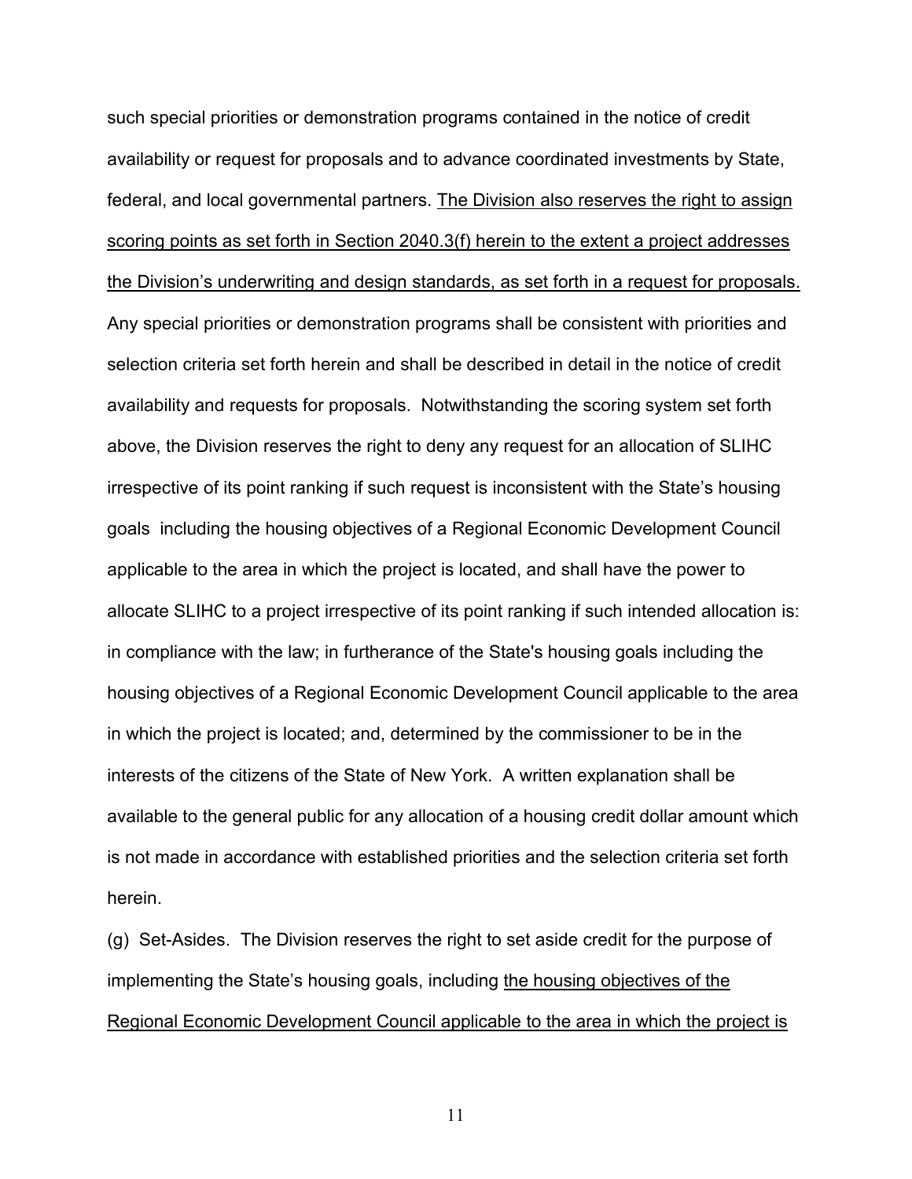such special priorities or demonstration programs contained in the notice of credit availability or request for proposals and to advance coordinated investments by State, federal, and local governmental partners. <u>The Division also reserves the right to assign scoring points as set forth in Section 2040.3(f) herein to the extent a project addresses the Division's underwriting and design standards, as set forth in a request for proposals.</u> Any special priorities or demonstration programs shall be consistent with priorities and selection criteria set forth herein and shall be described in detail in the notice of credit availability and requests for proposals. Notwithstanding the scoring system set forth above, the Division reserves the right to deny any request for an allocation of SLIHC irrespective of its point ranking if such request is inconsistent with the State's housing goals including the housing objectives of a Regional Economic Development Council applicable to the area in which the project is located, and shall have the power to allocate SLIHC to a project irrespective of its point ranking if such intended allocation is: in compliance with the law; in furtherance of the State's housing goals including the housing objectives of a Regional Economic Development Council applicable to the area in which the project is located; and, determined by the commissioner to be in the interests of the citizens of the State of New York. A written explanation shall be available to the general public for any allocation of a housing credit dollar amount which is not made in accordance with established priorities and the selection criteria set forth herein.

(g) Set-Asides. The Division reserves the right to set aside credit for the purpose of implementing the State's housing goals, including <u>the housing objectives of the Regional Economic Development Council applicable to the area in which the project is</u>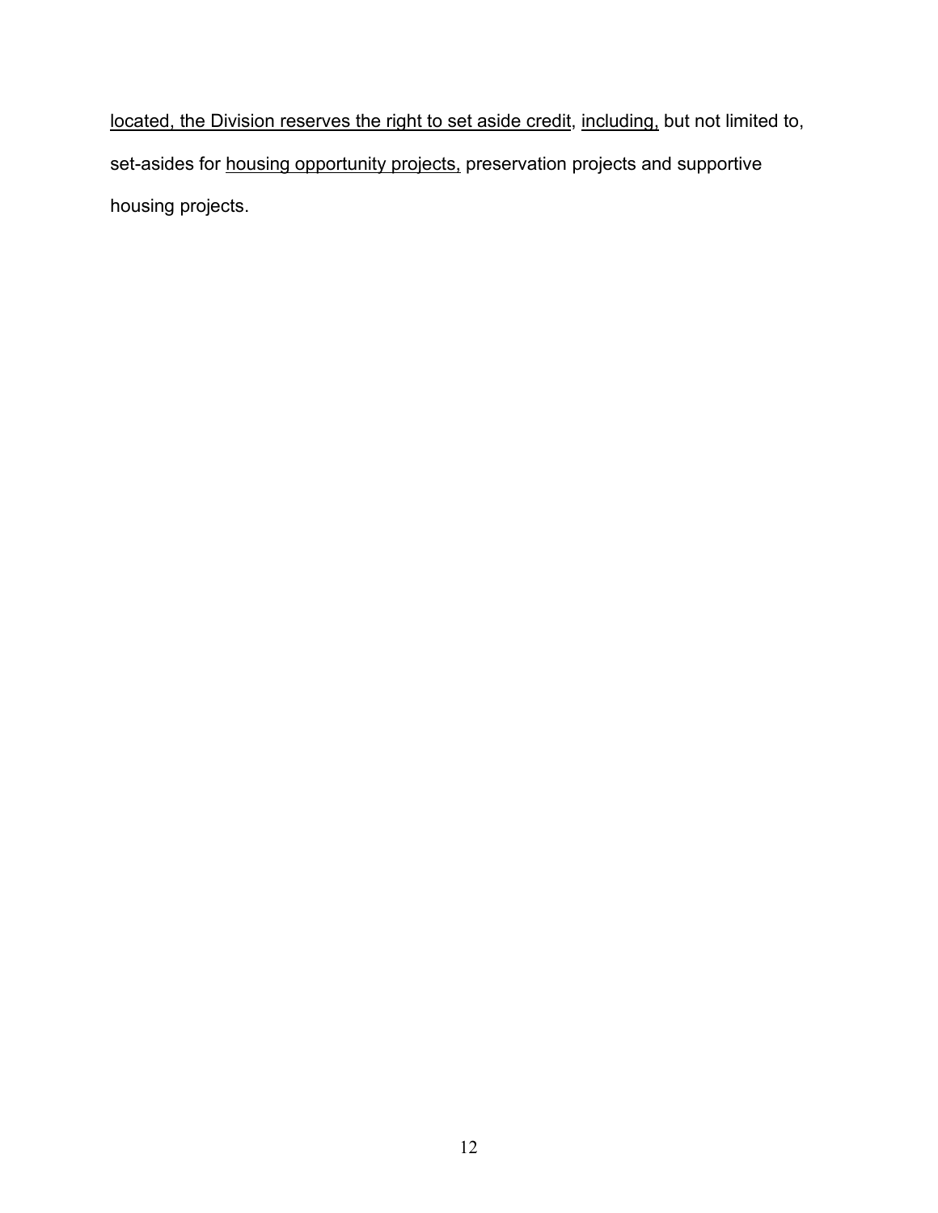<u>located, the Division reserves the right to set aside credit</u>, <u>including,</u> but not limited to, set-asides for <u>housing opportunity projects,</u> preservation projects and supportive housing projects.